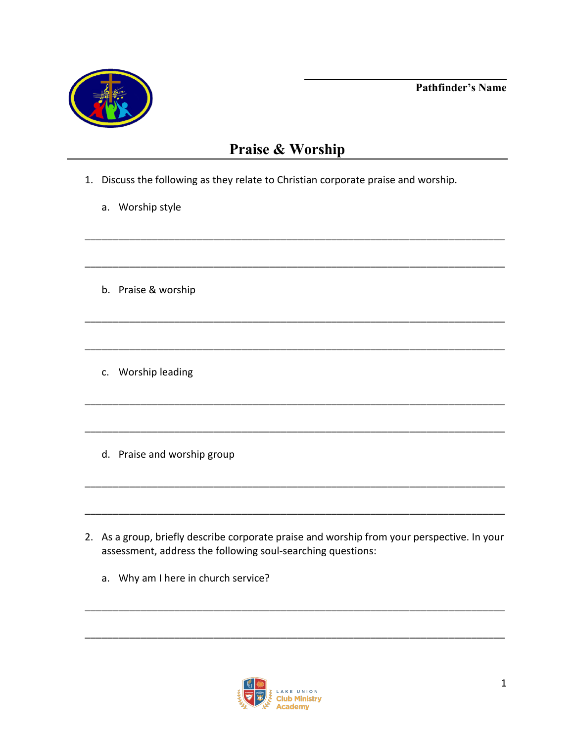Pathfinder's Name

# Praise & Worship

1. Discuss the following as they relate to Christian corporate praise and worship.

   a. Worship style

   ___________________________________________________________________________

   ___________________________________________________________________________

   b. Praise & worship

   ___________________________________________________________________________

   ___________________________________________________________________________

   c. Worship leading

   ___________________________________________________________________________

   ___________________________________________________________________________

   d. Praise and worship group

   ___________________________________________________________________________

   ___________________________________________________________________________

2. As a group, briefly describe corporate praise and worship from your perspective. In your assessment, address the following soul-searching questions:

   a. Why am I here in church service?

   ___________________________________________________________________________

   ___________________________________________________________________________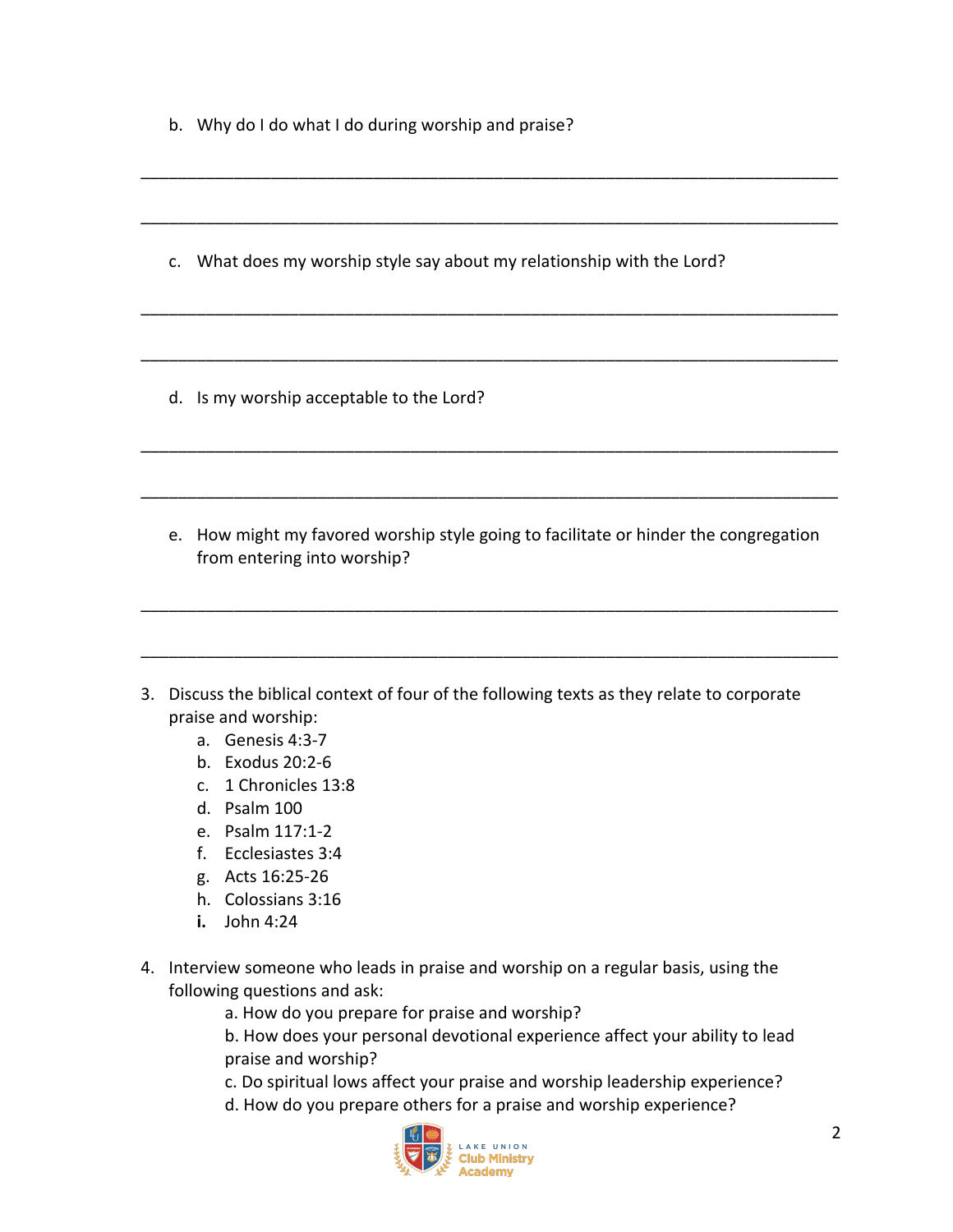b. Why do I do what I do during worship and praise?

___________________________________________________________________________

___________________________________________________________________________

c. What does my worship style say about my relationship with the Lord?

___________________________________________________________________________

___________________________________________________________________________

d. Is my worship acceptable to the Lord?

___________________________________________________________________________

___________________________________________________________________________

e. How might my favored worship style going to facilitate or hinder the congregation from entering into worship?

___________________________________________________________________________

___________________________________________________________________________

3. Discuss the biblical context of four of the following texts as they relate to corporate praise and worship:
   a. Genesis 4:3-7
   b. Exodus 20:2-6
   c. 1 Chronicles 13:8
   d. Psalm 100
   e. Psalm 117:1-2
   f. Ecclesiastes 3:4
   g. Acts 16:25-26
   h. Colossians 3:16
   **i.** John 4:24

4. Interview someone who leads in praise and worship on a regular basis, using the following questions and ask:
   a. How do you prepare for praise and worship?
   b. How does your personal devotional experience affect your ability to lead praise and worship?
   c. Do spiritual lows affect your praise and worship leadership experience?
   d. How do you prepare others for a praise and worship experience?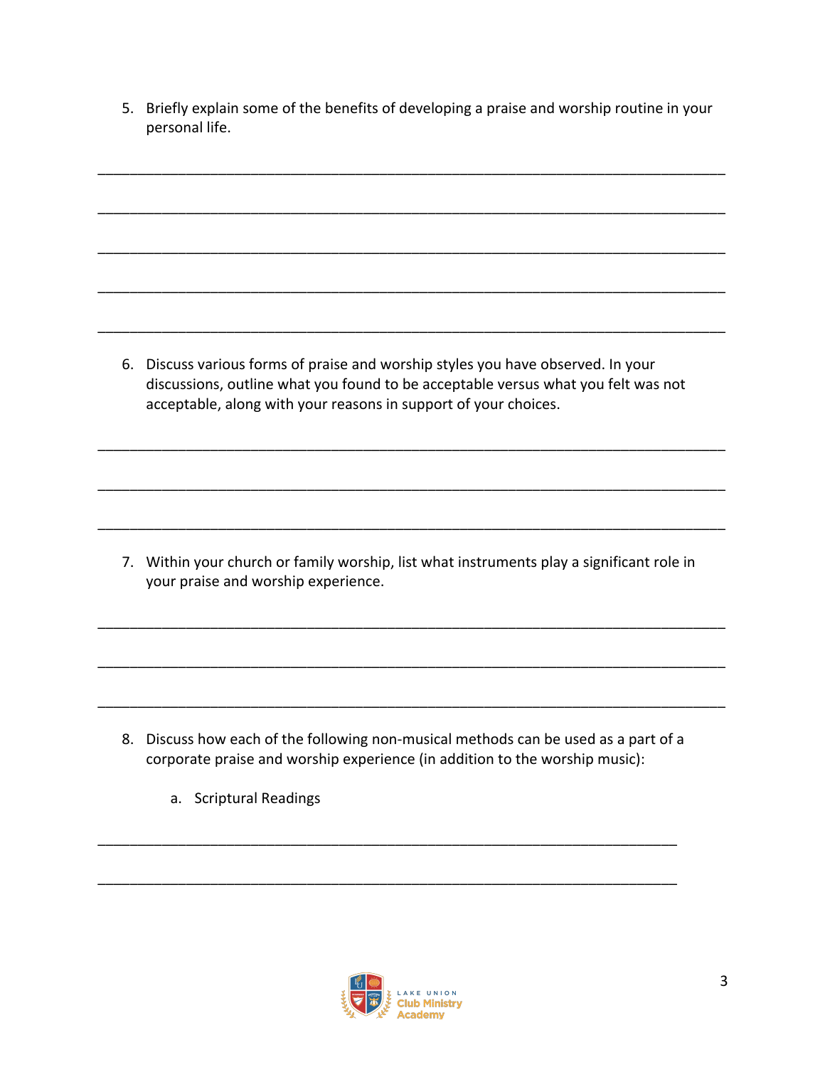5. Briefly explain some of the benefits of developing a praise and worship routine in your personal life.

_____________________________________________________________________________

_____________________________________________________________________________

_____________________________________________________________________________

_____________________________________________________________________________

_____________________________________________________________________________

6. Discuss various forms of praise and worship styles you have observed. In your discussions, outline what you found to be acceptable versus what you felt was not acceptable, along with your reasons in support of your choices.

_____________________________________________________________________________

_____________________________________________________________________________

_____________________________________________________________________________

7. Within your church or family worship, list what instruments play a significant role in your praise and worship experience.

_____________________________________________________________________________

_____________________________________________________________________________

_____________________________________________________________________________

8. Discuss how each of the following non-musical methods can be used as a part of a corporate praise and worship experience (in addition to the worship music):

   a. Scriptural Readings

_______________________________________________________________________

_______________________________________________________________________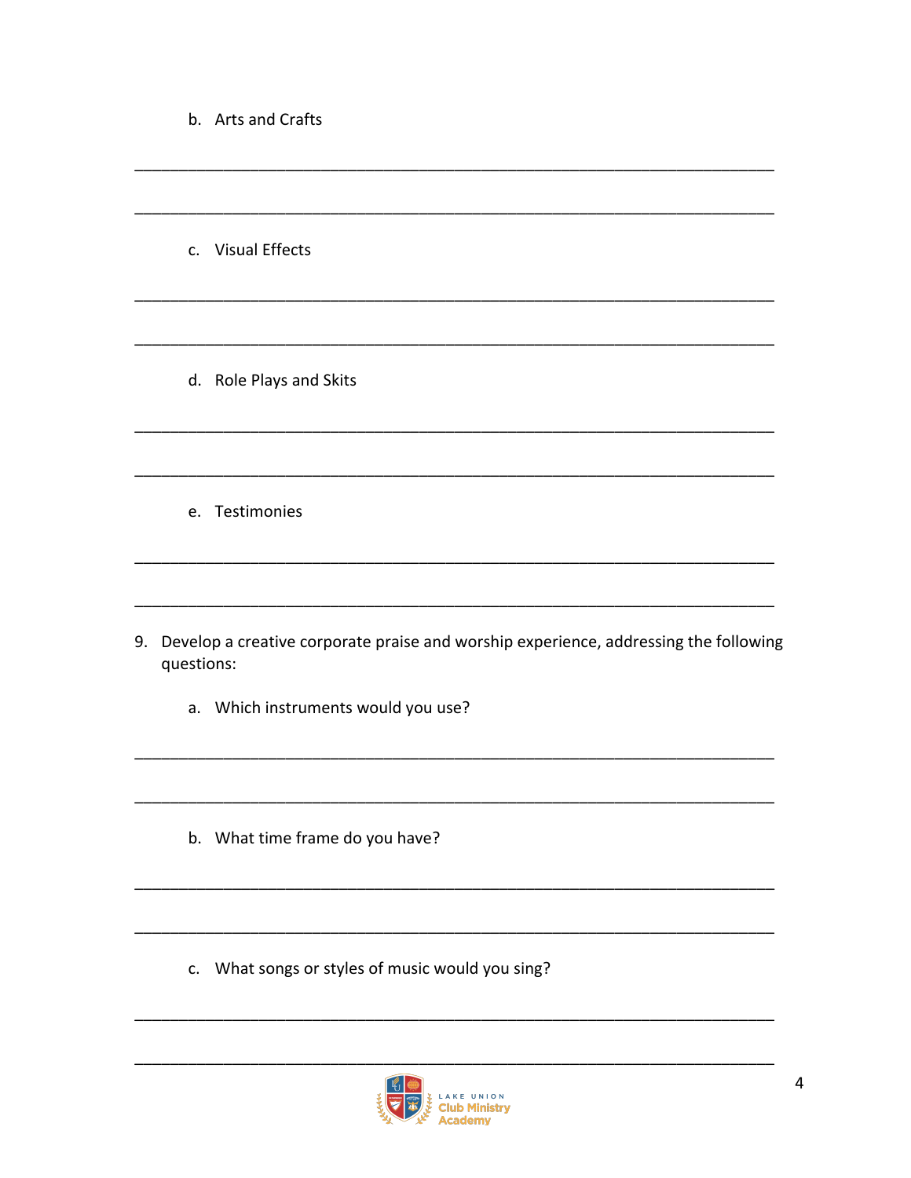b. Arts and Crafts

_______________________________________________________________________________

_______________________________________________________________________________

c. Visual Effects

_______________________________________________________________________________

_______________________________________________________________________________

d. Role Plays and Skits

_______________________________________________________________________________

_______________________________________________________________________________

e. Testimonies

_______________________________________________________________________________

_______________________________________________________________________________

9. Develop a creative corporate praise and worship experience, addressing the following questions:

   a. Which instruments would you use?

_______________________________________________________________________________

_______________________________________________________________________________

   b. What time frame do you have?

_______________________________________________________________________________

_______________________________________________________________________________

   c. What songs or styles of music would you sing?

_______________________________________________________________________________

_______________________________________________________________________________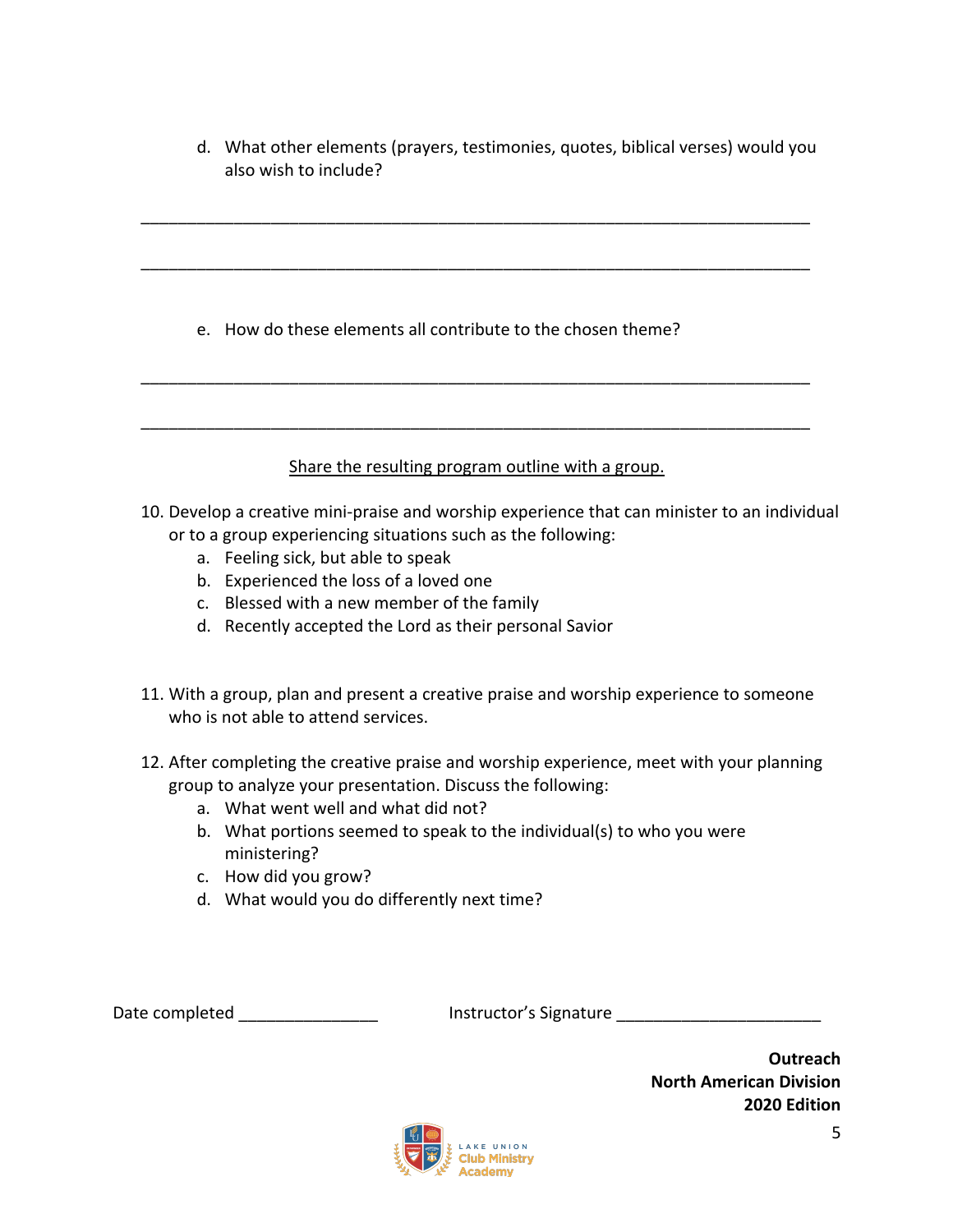d. What other elements (prayers, testimonies, quotes, biblical verses) would you also wish to include?

___________________________________________________________________________

___________________________________________________________________________

e. How do these elements all contribute to the chosen theme?

___________________________________________________________________________

___________________________________________________________________________

<u>Share the resulting program outline with a group.</u>

10. Develop a creative mini-praise and worship experience that can minister to an individual or to a group experiencing situations such as the following:
    a. Feeling sick, but able to speak
    b. Experienced the loss of a loved one
    c. Blessed with a new member of the family
    d. Recently accepted the Lord as their personal Savior

11. With a group, plan and present a creative praise and worship experience to someone who is not able to attend services.

12. After completing the creative praise and worship experience, meet with your planning group to analyze your presentation. Discuss the following:
    a. What went well and what did not?
    b. What portions seemed to speak to the individual(s) to who you were ministering?
    c. How did you grow?
    d. What would you do differently next time?

Date completed _______________ Instructor's Signature ______________________

**Outreach**
**North American Division**
**2020 Edition**